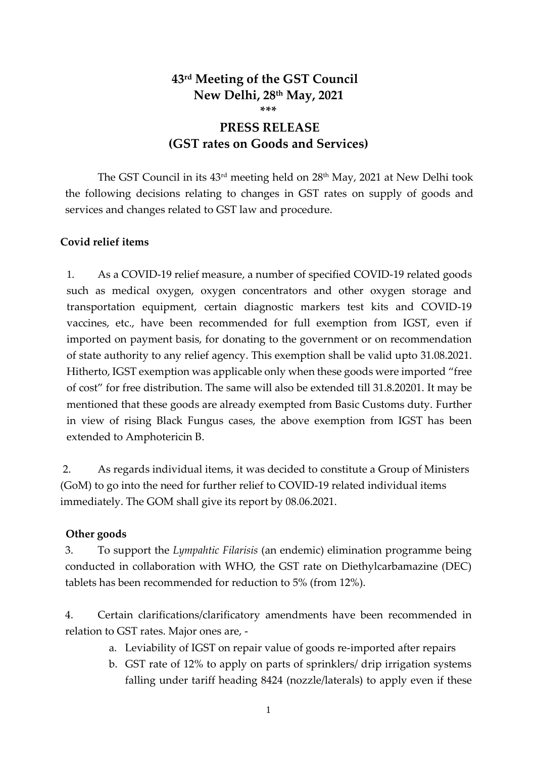# 43rd Meeting of the GST Council
## New Delhi, 28th May, 2021

\*\*\*

## PRESS RELEASE
## (GST rates on Goods and Services)

The GST Council in its 43rd meeting held on 28th May, 2021 at New Delhi took the following decisions relating to changes in GST rates on supply of goods and services and changes related to GST law and procedure.

**Covid relief items**

1. As a COVID-19 relief measure, a number of specified COVID-19 related goods such as medical oxygen, oxygen concentrators and other oxygen storage and transportation equipment, certain diagnostic markers test kits and COVID-19 vaccines, etc., have been recommended for full exemption from IGST, even if imported on payment basis, for donating to the government or on recommendation of state authority to any relief agency. This exemption shall be valid upto 31.08.2021. Hitherto, IGST exemption was applicable only when these goods were imported "free of cost" for free distribution. The same will also be extended till 31.8.20201. It may be mentioned that these goods are already exempted from Basic Customs duty. Further in view of rising Black Fungus cases, the above exemption from IGST has been extended to Amphotericin B.

2. As regards individual items, it was decided to constitute a Group of Ministers (GoM) to go into the need for further relief to COVID-19 related individual items immediately. The GOM shall give its report by 08.06.2021.

**Other goods**

3. To support the *Lympahtic Filarisis* (an endemic) elimination programme being conducted in collaboration with WHO, the GST rate on Diethylcarbamazine (DEC) tablets has been recommended for reduction to 5% (from 12%).

4. Certain clarifications/clarificatory amendments have been recommended in relation to GST rates. Major ones are, -

   a. Leviability of IGST on repair value of goods re-imported after repairs
   b. GST rate of 12% to apply on parts of sprinklers/ drip irrigation systems falling under tariff heading 8424 (nozzle/laterals) to apply even if these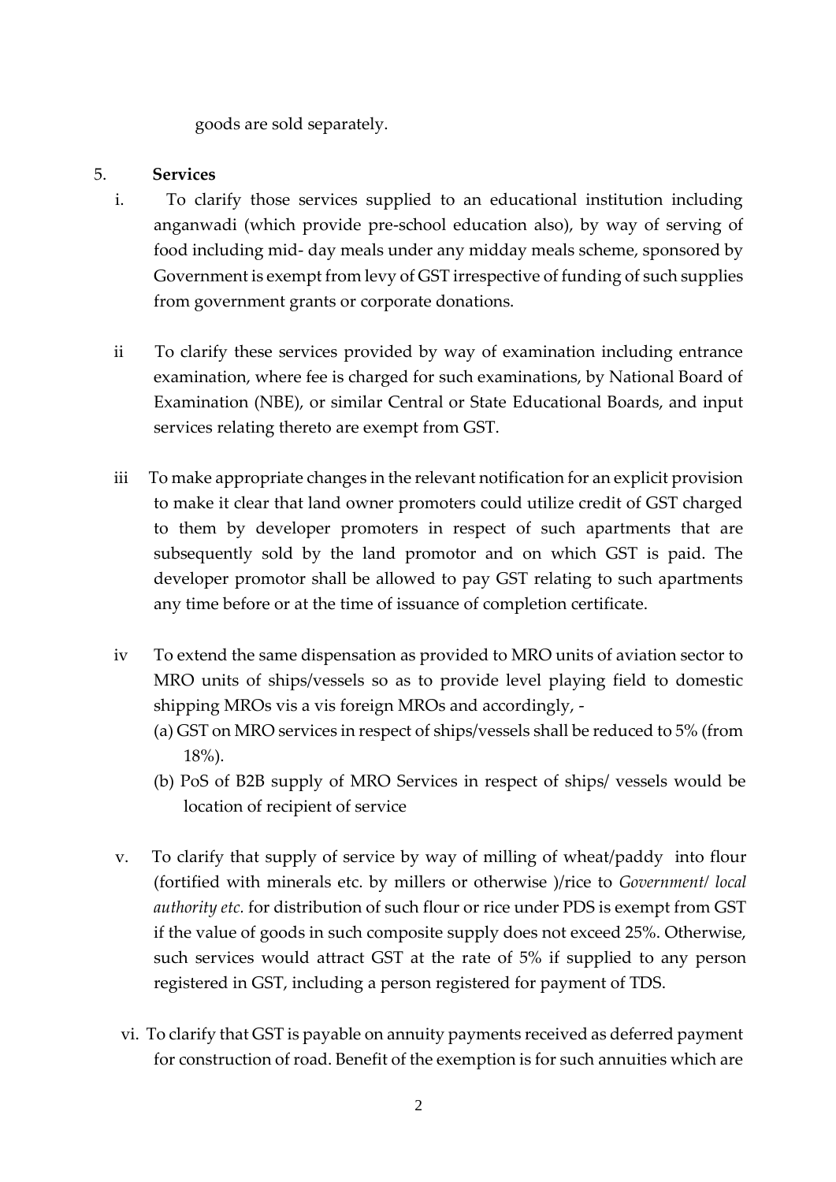goods are sold separately.

5. **Services**

i. To clarify those services supplied to an educational institution including anganwadi (which provide pre-school education also), by way of serving of food including mid- day meals under any midday meals scheme, sponsored by Government is exempt from levy of GST irrespective of funding of such supplies from government grants or corporate donations.

ii To clarify these services provided by way of examination including entrance examination, where fee is charged for such examinations, by National Board of Examination (NBE), or similar Central or State Educational Boards, and input services relating thereto are exempt from GST.

iii To make appropriate changes in the relevant notification for an explicit provision to make it clear that land owner promoters could utilize credit of GST charged to them by developer promoters in respect of such apartments that are subsequently sold by the land promotor and on which GST is paid. The developer promotor shall be allowed to pay GST relating to such apartments any time before or at the time of issuance of completion certificate.

iv To extend the same dispensation as provided to MRO units of aviation sector to MRO units of ships/vessels so as to provide level playing field to domestic shipping MROs vis a vis foreign MROs and accordingly, -

(a) GST on MRO services in respect of ships/vessels shall be reduced to 5% (from 18%).

(b) PoS of B2B supply of MRO Services in respect of ships/ vessels would be location of recipient of service

v. To clarify that supply of service by way of milling of wheat/paddy into flour (fortified with minerals etc. by millers or otherwise )/rice to *Government/ local authority etc.* for distribution of such flour or rice under PDS is exempt from GST if the value of goods in such composite supply does not exceed 25%. Otherwise, such services would attract GST at the rate of 5% if supplied to any person registered in GST, including a person registered for payment of TDS.

vi. To clarify that GST is payable on annuity payments received as deferred payment for construction of road. Benefit of the exemption is for such annuities which are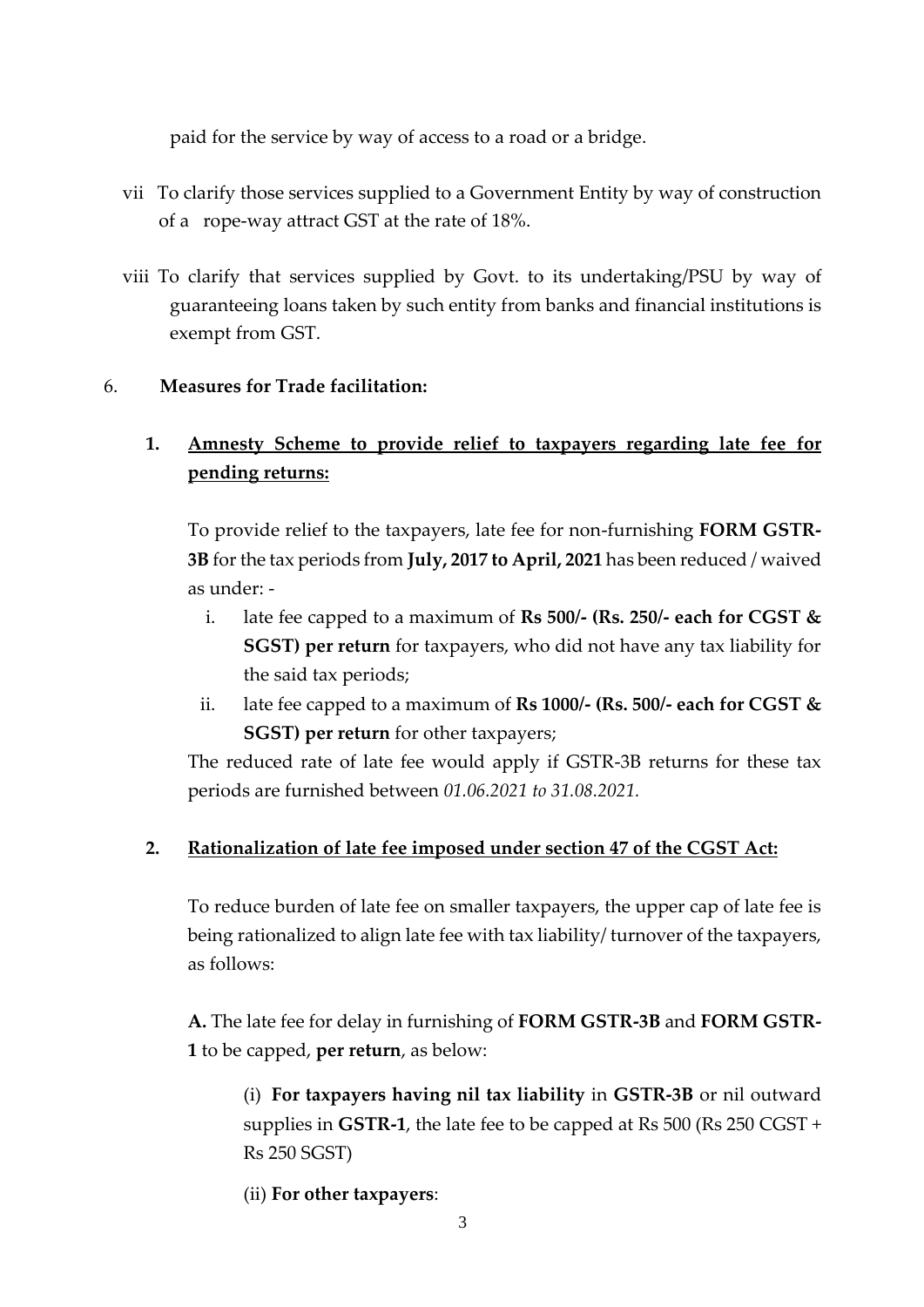paid for the service by way of access to a road or a bridge.

vii To clarify those services supplied to a Government Entity by way of construction of a rope-way attract GST at the rate of 18%.

viii To clarify that services supplied by Govt. to its undertaking/PSU by way of guaranteeing loans taken by such entity from banks and financial institutions is exempt from GST.

6. **Measures for Trade facilitation:**

**1. <u>Amnesty Scheme to provide relief to taxpayers regarding late fee for pending returns:</u>**

To provide relief to the taxpayers, late fee for non-furnishing **FORM GSTR-3B** for the tax periods from **July, 2017 to April, 2021** has been reduced / waived as under: -

i. late fee capped to a maximum of **Rs 500/- (Rs. 250/- each for CGST & SGST) per return** for taxpayers, who did not have any tax liability for the said tax periods;

ii. late fee capped to a maximum of **Rs 1000/- (Rs. 500/- each for CGST & SGST) per return** for other taxpayers;

The reduced rate of late fee would apply if GSTR-3B returns for these tax periods are furnished between *01.06.2021 to 31.08.2021.*

**2. <u>Rationalization of late fee imposed under section 47 of the CGST Act:</u>**

To reduce burden of late fee on smaller taxpayers, the upper cap of late fee is being rationalized to align late fee with tax liability/ turnover of the taxpayers, as follows:

**A.** The late fee for delay in furnishing of **FORM GSTR-3B** and **FORM GSTR-1** to be capped, **per return**, as below:

(i) **For taxpayers having nil tax liability** in **GSTR-3B** or nil outward supplies in **GSTR-1**, the late fee to be capped at Rs 500 (Rs 250 CGST + Rs 250 SGST)

(ii) **For other taxpayers**: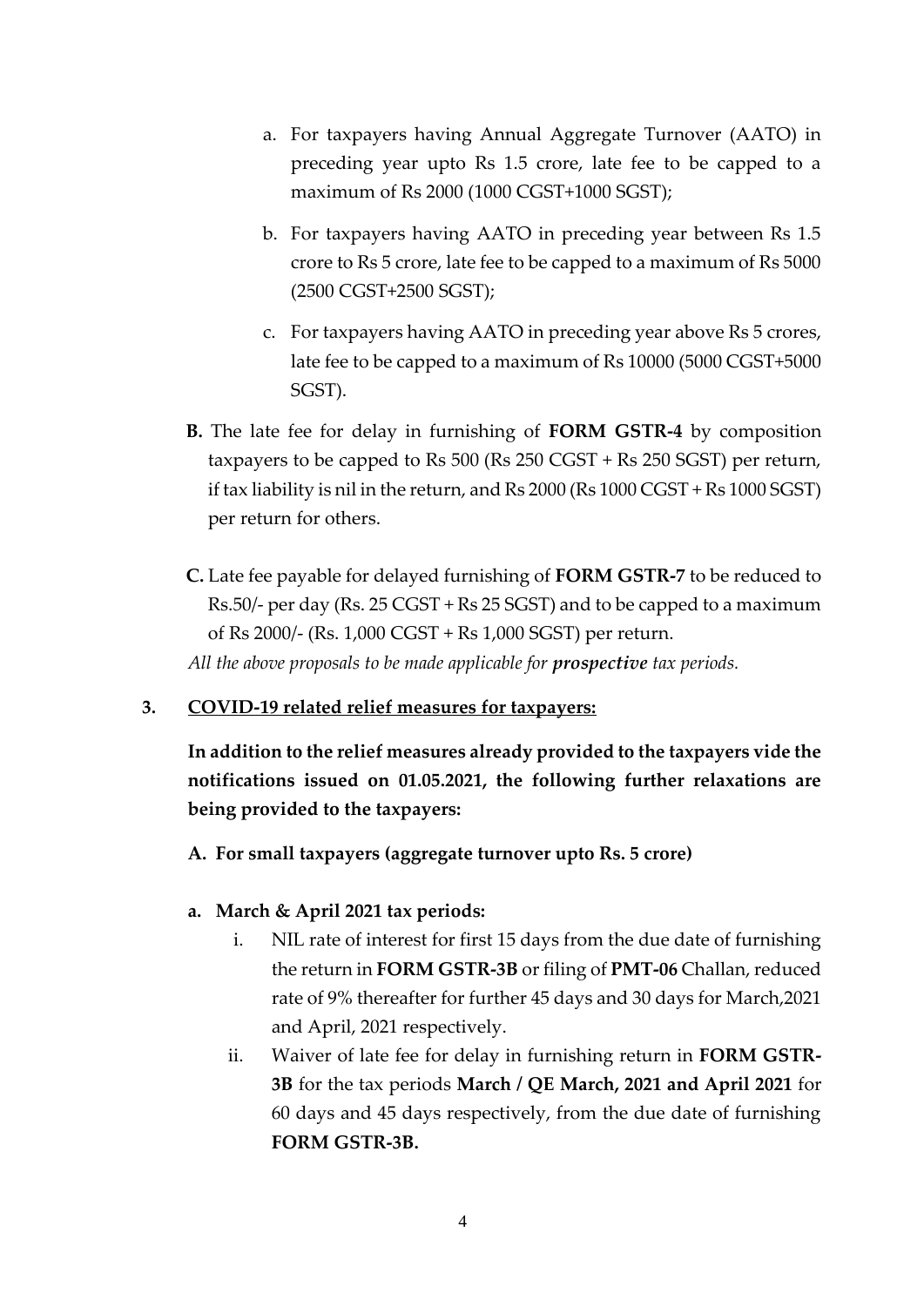a. For taxpayers having Annual Aggregate Turnover (AATO) in preceding year upto Rs 1.5 crore, late fee to be capped to a maximum of Rs 2000 (1000 CGST+1000 SGST);

b. For taxpayers having AATO in preceding year between Rs 1.5 crore to Rs 5 crore, late fee to be capped to a maximum of Rs 5000 (2500 CGST+2500 SGST);

c. For taxpayers having AATO in preceding year above Rs 5 crores, late fee to be capped to a maximum of Rs 10000 (5000 CGST+5000 SGST).

**B.** The late fee for delay in furnishing of **FORM GSTR-4** by composition taxpayers to be capped to Rs 500 (Rs 250 CGST + Rs 250 SGST) per return, if tax liability is nil in the return, and Rs 2000 (Rs 1000 CGST + Rs 1000 SGST) per return for others.

**C.** Late fee payable for delayed furnishing of **FORM GSTR-7** to be reduced to Rs.50/- per day (Rs. 25 CGST + Rs 25 SGST) and to be capped to a maximum of Rs 2000/- (Rs. 1,000 CGST + Rs 1,000 SGST) per return.

*All the above proposals to be made applicable for **prospective** tax periods.*

**3. <u>COVID-19 related relief measures for taxpayers:</u>**

**In addition to the relief measures already provided to the taxpayers vide the notifications issued on 01.05.2021, the following further relaxations are being provided to the taxpayers:**

**A. For small taxpayers (aggregate turnover upto Rs. 5 crore)**

**a. March & April 2021 tax periods:**

i. NIL rate of interest for first 15 days from the due date of furnishing the return in **FORM GSTR-3B** or filing of **PMT-06** Challan, reduced rate of 9% thereafter for further 45 days and 30 days for March,2021 and April, 2021 respectively.

ii. Waiver of late fee for delay in furnishing return in **FORM GSTR-3B** for the tax periods **March / QE March, 2021 and April 2021** for 60 days and 45 days respectively, from the due date of furnishing **FORM GSTR-3B.**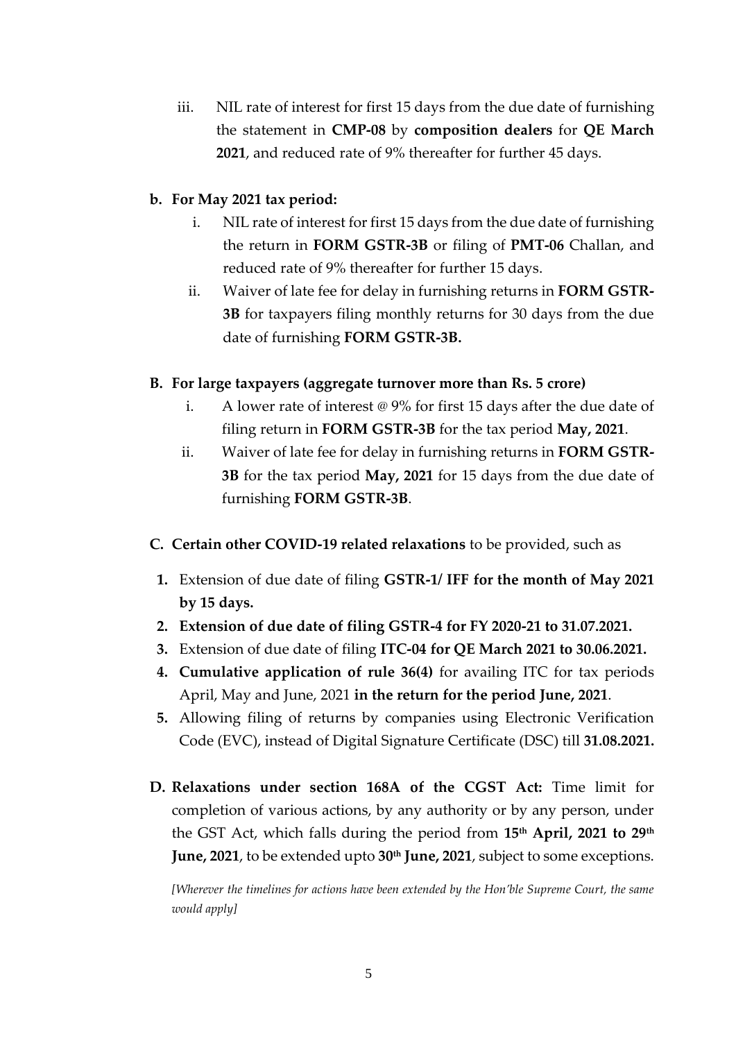iii. NIL rate of interest for first 15 days from the due date of furnishing the statement in **CMP-08** by **composition dealers** for **QE March 2021**, and reduced rate of 9% thereafter for further 45 days.

**b. For May 2021 tax period:**

i. NIL rate of interest for first 15 days from the due date of furnishing the return in **FORM GSTR-3B** or filing of **PMT-06** Challan, and reduced rate of 9% thereafter for further 15 days.

ii. Waiver of late fee for delay in furnishing returns in **FORM GSTR-3B** for taxpayers filing monthly returns for 30 days from the due date of furnishing **FORM GSTR-3B.**

**B. For large taxpayers (aggregate turnover more than Rs. 5 crore)**

i. A lower rate of interest @ 9% for first 15 days after the due date of filing return in **FORM GSTR-3B** for the tax period **May, 2021**.

ii. Waiver of late fee for delay in furnishing returns in **FORM GSTR-3B** for the tax period **May, 2021** for 15 days from the due date of furnishing **FORM GSTR-3B**.

**C. Certain other COVID-19 related relaxations** to be provided, such as

1. Extension of due date of filing **GSTR-1/ IFF for the month of May 2021 by 15 days.**
2. **Extension of due date of filing GSTR-4 for FY 2020-21 to 31.07.2021.**
3. Extension of due date of filing **ITC-04 for QE March 2021 to 30.06.2021.**
4. **Cumulative application of rule 36(4)** for availing ITC for tax periods April, May and June, 2021 **in the return for the period June, 2021**.
5. Allowing filing of returns by companies using Electronic Verification Code (EVC), instead of Digital Signature Certificate (DSC) till **31.08.2021.**

**D. Relaxations under section 168A of the CGST Act:** Time limit for completion of various actions, by any authority or by any person, under the GST Act, which falls during the period from **15th April, 2021 to 29th June, 2021**, to be extended upto **30th June, 2021**, subject to some exceptions.

*[Wherever the timelines for actions have been extended by the Hon'ble Supreme Court, the same would apply]*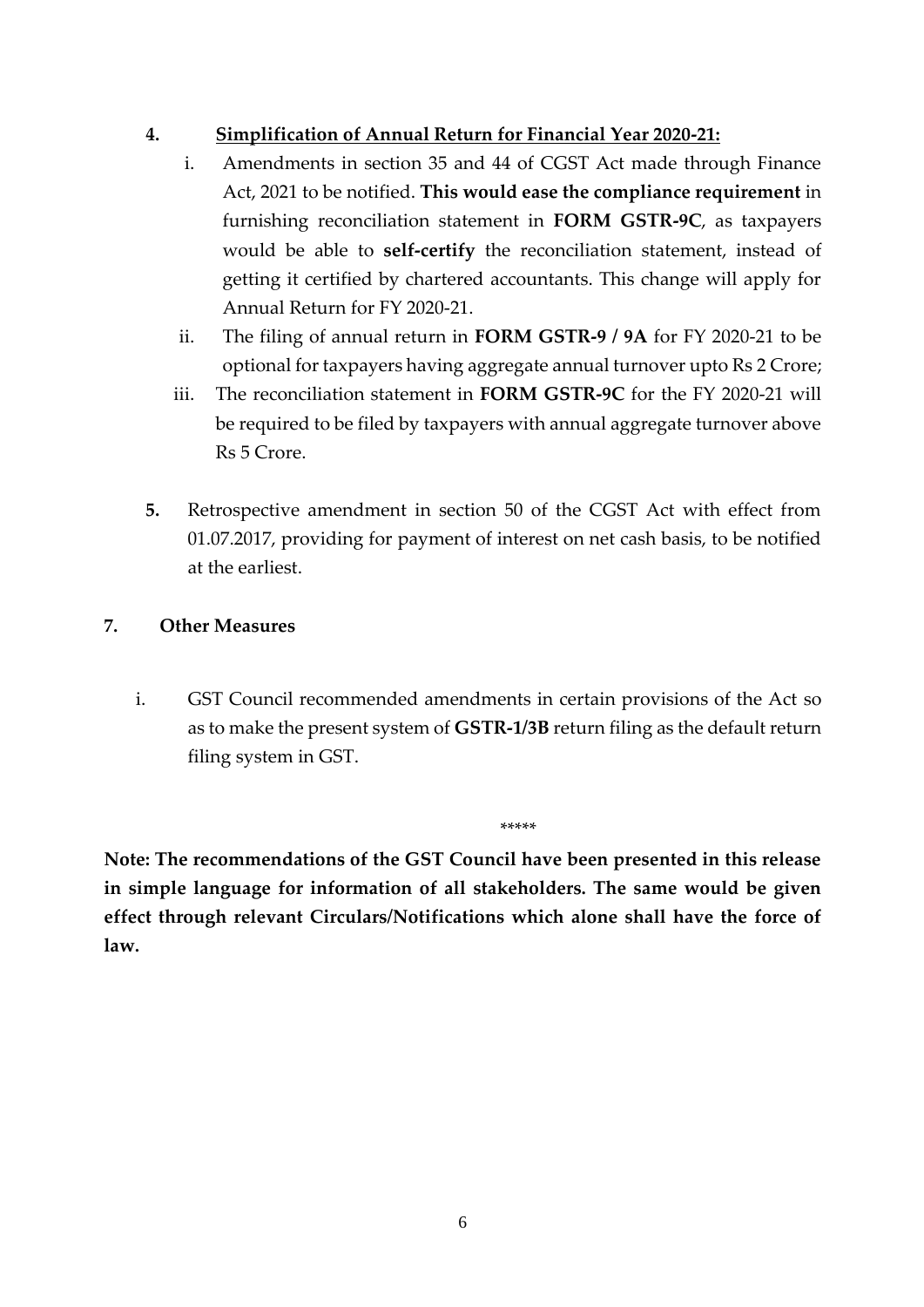**4. <u>Simplification of Annual Return for Financial Year 2020-21:</u>**

i. Amendments in section 35 and 44 of CGST Act made through Finance Act, 2021 to be notified. **This would ease the compliance requirement** in furnishing reconciliation statement in **FORM GSTR-9C**, as taxpayers would be able to **self-certify** the reconciliation statement, instead of getting it certified by chartered accountants. This change will apply for Annual Return for FY 2020-21.

ii. The filing of annual return in **FORM GSTR-9 / 9A** for FY 2020-21 to be optional for taxpayers having aggregate annual turnover upto Rs 2 Crore;

iii. The reconciliation statement in **FORM GSTR-9C** for the FY 2020-21 will be required to be filed by taxpayers with annual aggregate turnover above Rs 5 Crore.

**5.** Retrospective amendment in section 50 of the CGST Act with effect from 01.07.2017, providing for payment of interest on net cash basis, to be notified at the earliest.

**7. Other Measures**

i. GST Council recommended amendments in certain provisions of the Act so as to make the present system of **GSTR-1/3B** return filing as the default return filing system in GST.

*****

**Note: The recommendations of the GST Council have been presented in this release in simple language for information of all stakeholders. The same would be given effect through relevant Circulars/Notifications which alone shall have the force of law.**